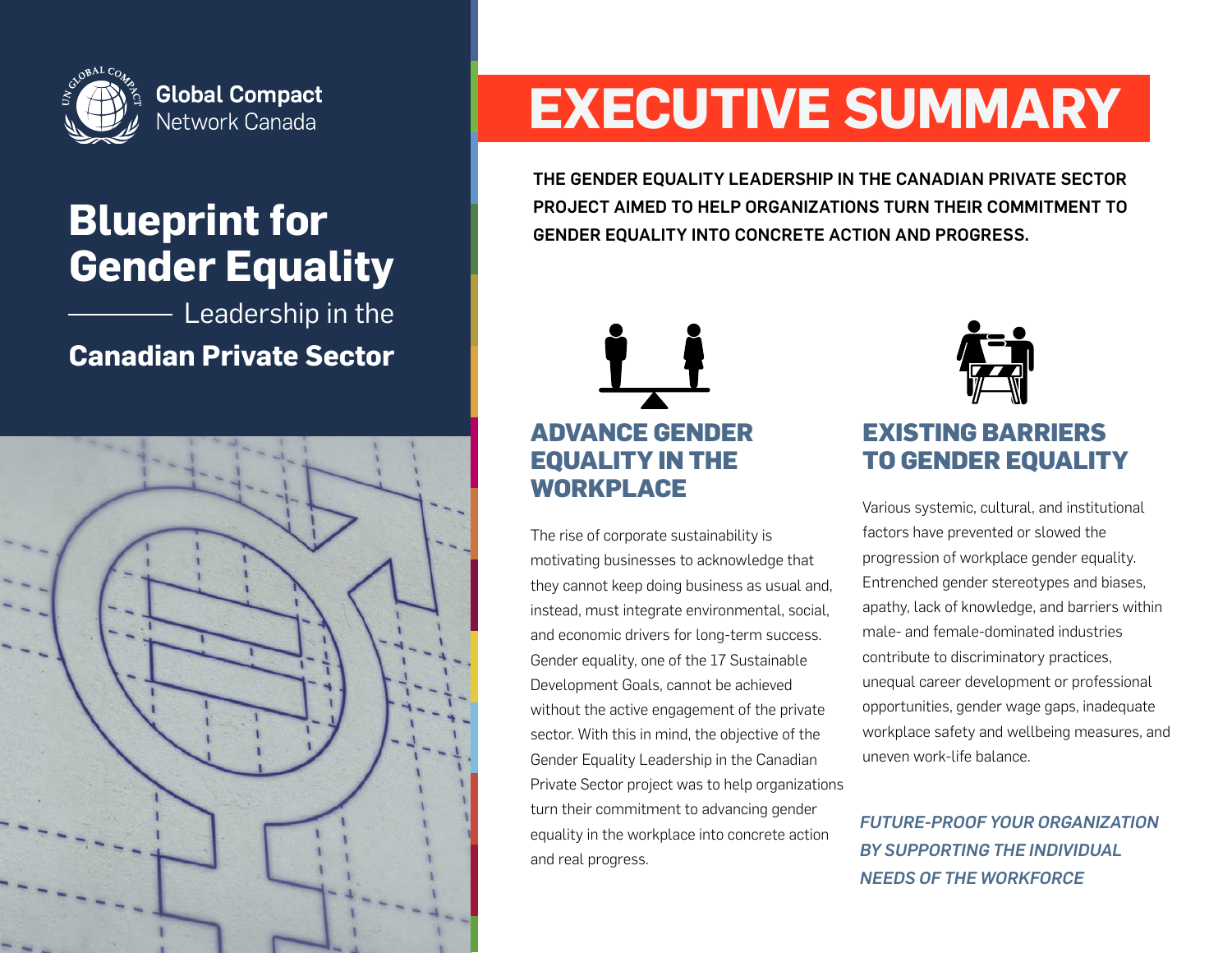Global Compact Network Canada

# Blueprint for Gender Equality

Leadership in the

**Canadian Private Sector**

# EXECUTIVE SUMMARY

**THE GENDER EQUALITY LEADERSHIP IN THE CANADIAN PRIVATE SECTOR PROJECT AIMED TO HELP ORGANIZATIONS TURN THEIR COMMITMENT TO GENDER EQUALITY INTO CONCRETE ACTION AND PROGRESS.**

## ADVANCE GENDER EQUALITY IN THE WORKPLACE

The rise of corporate sustainability is motivating businesses to acknowledge that they cannot keep doing business as usual and, instead, must integrate environmental, social, and economic drivers for long-term success. Gender equality, one of the 17 Sustainable Development Goals, cannot be achieved without the active engagement of the private sector. With this in mind, the objective of the Gender Equality Leadership in the Canadian Private Sector project was to help organizations turn their commitment to advancing gender equality in the workplace into concrete action and real progress.

## EXISTING BARRIERS TO GENDER EQUALITY

Various systemic, cultural, and institutional factors have prevented or slowed the progression of workplace gender equality. Entrenched gender stereotypes and biases, apathy, lack of knowledge, and barriers within male- and female-dominated industries contribute to discriminatory practices, unequal career development or professional opportunities, gender wage gaps, inadequate workplace safety and wellbeing measures, and uneven work-life balance.

***FUTURE-PROOF YOUR ORGANIZATION BY SUPPORTING THE INDIVIDUAL NEEDS OF THE WORKFORCE***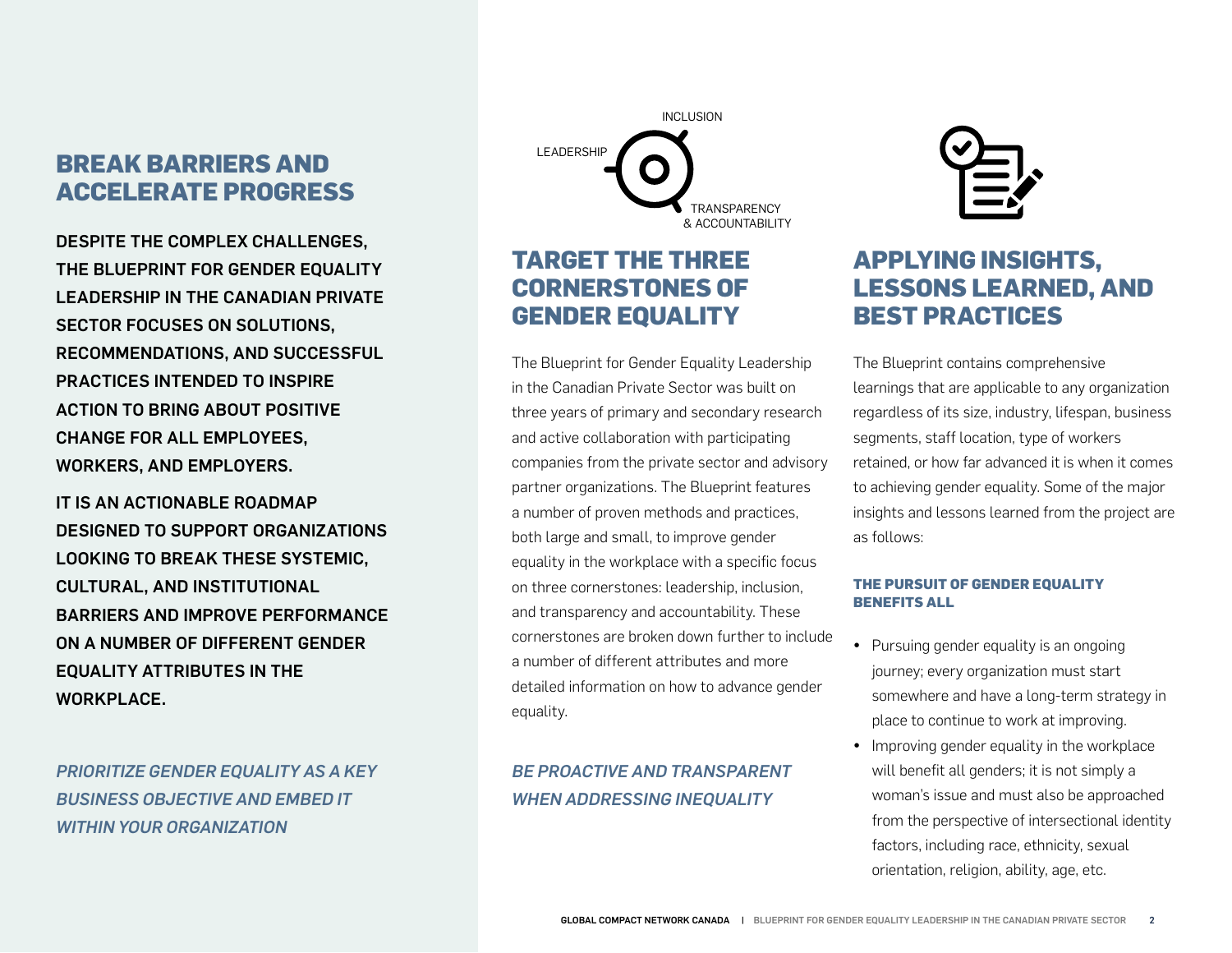## BREAK BARRIERS AND ACCELERATE PROGRESS

**DESPITE THE COMPLEX CHALLENGES, THE BLUEPRINT FOR GENDER EQUALITY LEADERSHIP IN THE CANADIAN PRIVATE SECTOR FOCUSES ON SOLUTIONS, RECOMMENDATIONS, AND SUCCESSFUL PRACTICES INTENDED TO INSPIRE ACTION TO BRING ABOUT POSITIVE CHANGE FOR ALL EMPLOYEES, WORKERS, AND EMPLOYERS.**

**IT IS AN ACTIONABLE ROADMAP DESIGNED TO SUPPORT ORGANIZATIONS LOOKING TO BREAK THESE SYSTEMIC, CULTURAL, AND INSTITUTIONAL BARRIERS AND IMPROVE PERFORMANCE ON A NUMBER OF DIFFERENT GENDER EQUALITY ATTRIBUTES IN THE WORKPLACE.**

*PRIORITIZE GENDER EQUALITY AS A KEY BUSINESS OBJECTIVE AND EMBED IT WITHIN YOUR ORGANIZATION*

INCLUSION

LEADERSHIP

TRANSPARENCY & ACCOUNTABILITY

## TARGET THE THREE CORNERSTONES OF GENDER EQUALITY

The Blueprint for Gender Equality Leadership in the Canadian Private Sector was built on three years of primary and secondary research and active collaboration with participating companies from the private sector and advisory partner organizations. The Blueprint features a number of proven methods and practices, both large and small, to improve gender equality in the workplace with a specific focus on three cornerstones: leadership, inclusion, and transparency and accountability. These cornerstones are broken down further to include a number of different attributes and more detailed information on how to advance gender equality.

*BE PROACTIVE AND TRANSPARENT WHEN ADDRESSING INEQUALITY*

## APPLYING INSIGHTS, LESSONS LEARNED, AND BEST PRACTICES

The Blueprint contains comprehensive learnings that are applicable to any organization regardless of its size, industry, lifespan, business segments, staff location, type of workers retained, or how far advanced it is when it comes to achieving gender equality. Some of the major insights and lessons learned from the project are as follows:

### THE PURSUIT OF GENDER EQUALITY BENEFITS ALL

- Pursuing gender equality is an ongoing journey; every organization must start somewhere and have a long-term strategy in place to continue to work at improving.
- Improving gender equality in the workplace will benefit all genders; it is not simply a woman's issue and must also be approached from the perspective of intersectional identity factors, including race, ethnicity, sexual orientation, religion, ability, age, etc.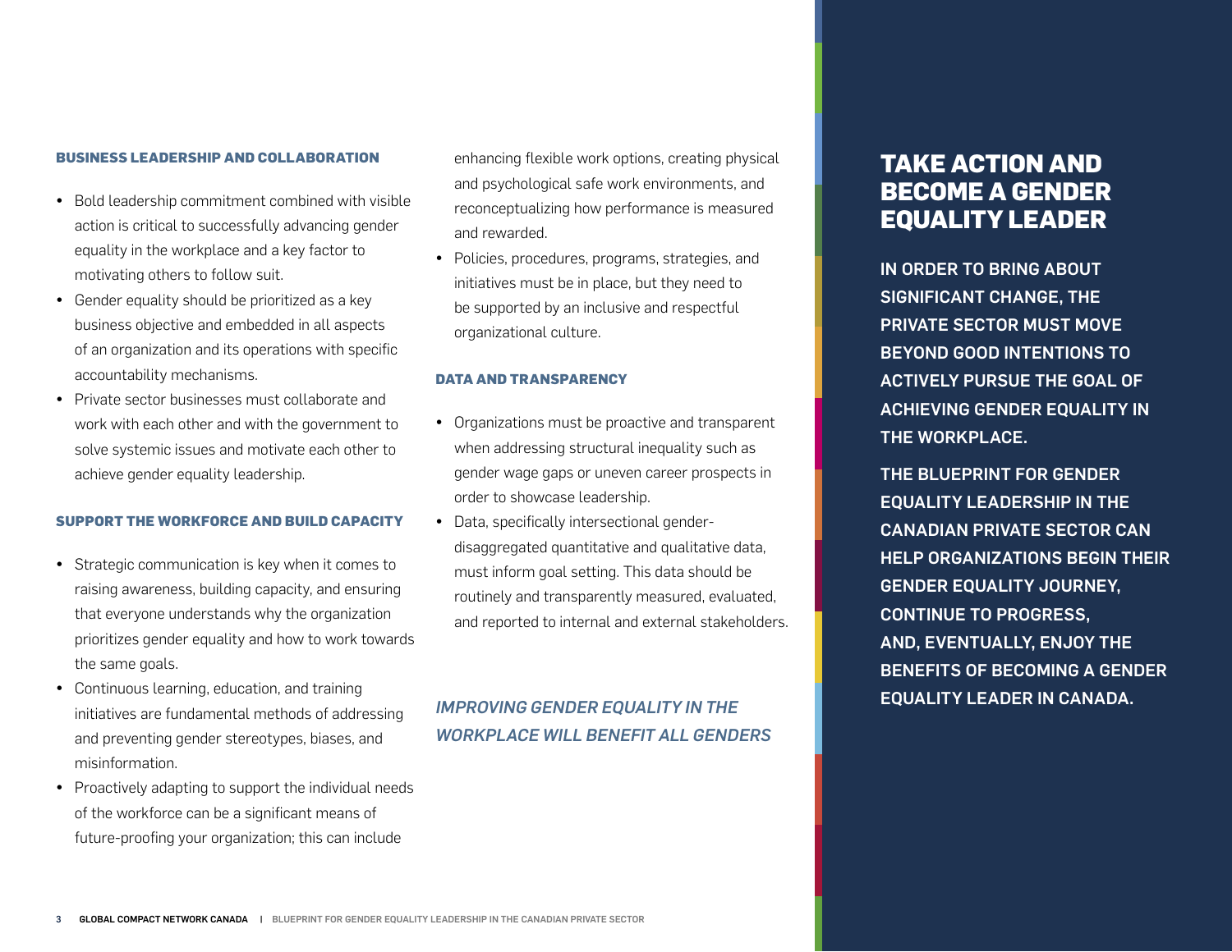### BUSINESS LEADERSHIP AND COLLABORATION

- Bold leadership commitment combined with visible action is critical to successfully advancing gender equality in the workplace and a key factor to motivating others to follow suit.
- Gender equality should be prioritized as a key business objective and embedded in all aspects of an organization and its operations with specific accountability mechanisms.
- Private sector businesses must collaborate and work with each other and with the government to solve systemic issues and motivate each other to achieve gender equality leadership.

### SUPPORT THE WORKFORCE AND BUILD CAPACITY

- Strategic communication is key when it comes to raising awareness, building capacity, and ensuring that everyone understands why the organization prioritizes gender equality and how to work towards the same goals.
- Continuous learning, education, and training initiatives are fundamental methods of addressing and preventing gender stereotypes, biases, and misinformation.
- Proactively adapting to support the individual needs of the workforce can be a significant means of future-proofing your organization; this can include enhancing flexible work options, creating physical and psychological safe work environments, and reconceptualizing how performance is measured and rewarded.
- Policies, procedures, programs, strategies, and initiatives must be in place, but they need to be supported by an inclusive and respectful organizational culture.

### DATA AND TRANSPARENCY

- Organizations must be proactive and transparent when addressing structural inequality such as gender wage gaps or uneven career prospects in order to showcase leadership.
- Data, specifically intersectional gender-disaggregated quantitative and qualitative data, must inform goal setting. This data should be routinely and transparently measured, evaluated, and reported to internal and external stakeholders.

*IMPROVING GENDER EQUALITY IN THE WORKPLACE WILL BENEFIT ALL GENDERS*

## TAKE ACTION AND BECOME A GENDER EQUALITY LEADER

**IN ORDER TO BRING ABOUT SIGNIFICANT CHANGE, THE PRIVATE SECTOR MUST MOVE BEYOND GOOD INTENTIONS TO ACTIVELY PURSUE THE GOAL OF ACHIEVING GENDER EQUALITY IN THE WORKPLACE.**

**THE BLUEPRINT FOR GENDER EQUALITY LEADERSHIP IN THE CANADIAN PRIVATE SECTOR CAN HELP ORGANIZATIONS BEGIN THEIR GENDER EQUALITY JOURNEY, CONTINUE TO PROGRESS, AND, EVENTUALLY, ENJOY THE BENEFITS OF BECOMING A GENDER EQUALITY LEADER IN CANADA.**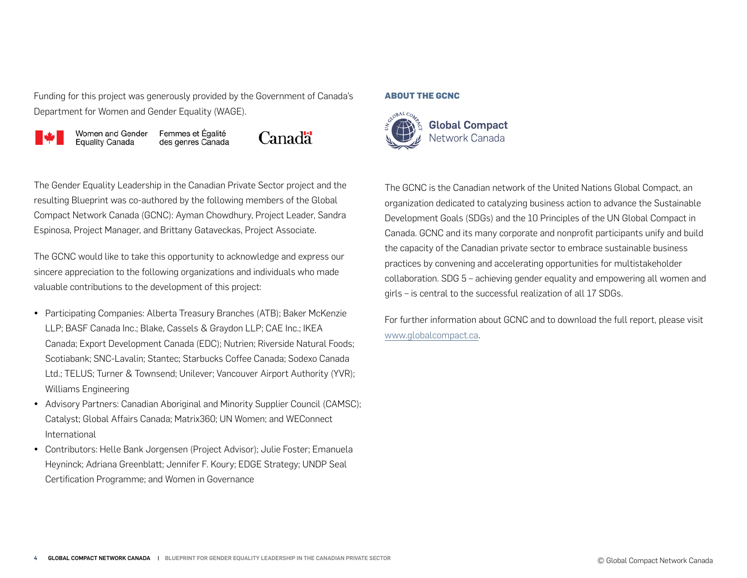Funding for this project was generously provided by the Government of Canada's Department for Women and Gender Equality (WAGE).

Women and Gender Equality Canada | Femmes et Égalité des genres Canada | Canada

The Gender Equality Leadership in the Canadian Private Sector project and the resulting Blueprint was co-authored by the following members of the Global Compact Network Canada (GCNC): Ayman Chowdhury, Project Leader, Sandra Espinosa, Project Manager, and Brittany Gataveckas, Project Associate.

The GCNC would like to take this opportunity to acknowledge and express our sincere appreciation to the following organizations and individuals who made valuable contributions to the development of this project:

- Participating Companies: Alberta Treasury Branches (ATB); Baker McKenzie LLP; BASF Canada Inc.; Blake, Cassels & Graydon LLP; CAE Inc.; IKEA Canada; Export Development Canada (EDC); Nutrien; Riverside Natural Foods; Scotiabank; SNC-Lavalin; Stantec; Starbucks Coffee Canada; Sodexo Canada Ltd.; TELUS; Turner & Townsend; Unilever; Vancouver Airport Authority (YVR); Williams Engineering
- Advisory Partners: Canadian Aboriginal and Minority Supplier Council (CAMSC); Catalyst; Global Affairs Canada; Matrix360; UN Women; and WEConnect International
- Contributors: Helle Bank Jorgensen (Project Advisor); Julie Foster; Emanuela Heyninck; Adriana Greenblatt; Jennifer F. Koury; EDGE Strategy; UNDP Seal Certification Programme; and Women in Governance

## ABOUT THE GCNC

**Global Compact** Network Canada

The GCNC is the Canadian network of the United Nations Global Compact, an organization dedicated to catalyzing business action to advance the Sustainable Development Goals (SDGs) and the 10 Principles of the UN Global Compact in Canada. GCNC and its many corporate and nonprofit participants unify and build the capacity of the Canadian private sector to embrace sustainable business practices by convening and accelerating opportunities for multistakeholder collaboration. SDG 5 – achieving gender equality and empowering all women and girls – is central to the successful realization of all 17 SDGs.

For further information about GCNC and to download the full report, please visit www.globalcompact.ca.

© Global Compact Network Canada